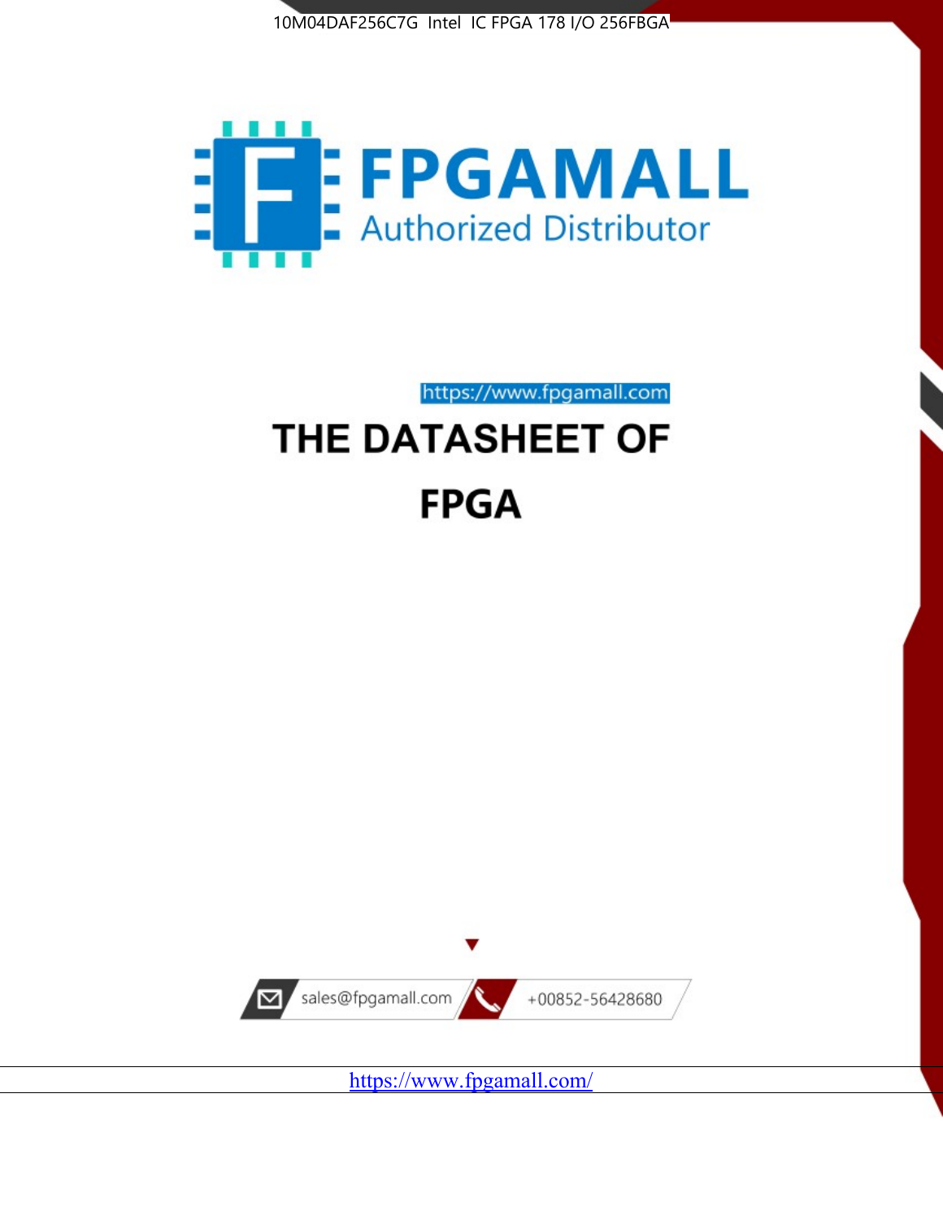10M04DAF256C7G Intel IC FPGA 178 I/O 256FBGA

FPGAMALL

Authorized Distributor

https://www.fpgamall.com

# THE DATASHEET OF

# FPGA

sales@fpgamall.com

+00852-56428680

https://www.fpgamall.com/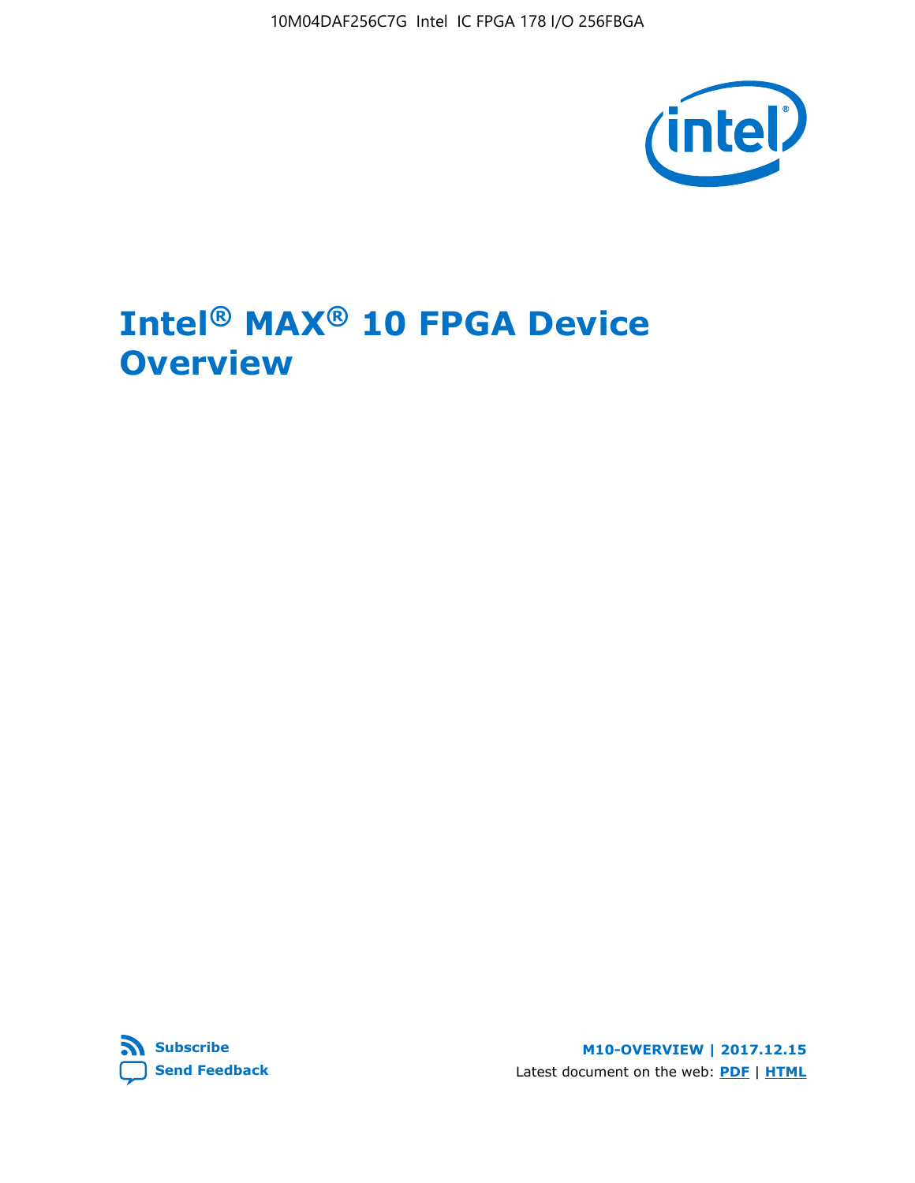# Intel® MAX® 10 FPGA Device Overview

**Subscribe**

**Send Feedback**

**M10-OVERVIEW | 2017.12.15**

Latest document on the web: **PDF** | **HTML**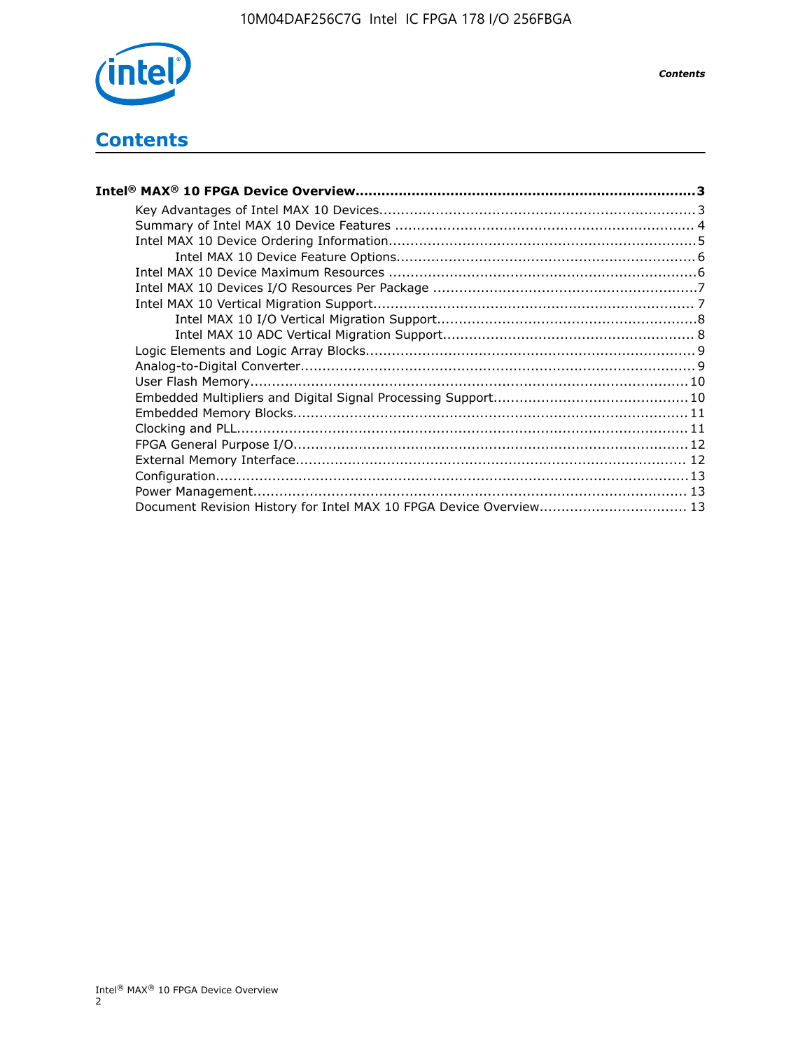# Contents

**Intel® MAX® 10 FPGA Device Overview....................................................................................3**

- Key Advantages of Intel MAX 10 Devices........................................................................3
- Summary of Intel MAX 10 Device Features .................................................................... 4
- Intel MAX 10 Device Ordering Information......................................................................5
  - Intel MAX 10 Device Feature Options....................................................................6
- Intel MAX 10 Device Maximum Resources ......................................................................6
- Intel MAX 10 Devices I/O Resources Per Package ............................................................7
- Intel MAX 10 Vertical Migration Support......................................................................... 7
  - Intel MAX 10 I/O Vertical Migration Support...........................................................8
  - Intel MAX 10 ADC Vertical Migration Support......................................................... 8
- Logic Elements and Logic Array Blocks...........................................................................9
- Analog-to-Digital Converter..........................................................................................9
- User Flash Memory.................................................................................................... 10
- Embedded Multipliers and Digital Signal Processing Support............................................ 10
- Embedded Memory Blocks.......................................................................................... 11
- Clocking and PLL....................................................................................................... 11
- FPGA General Purpose I/O.......................................................................................... 12
- External Memory Interface......................................................................................... 12
- Configuration............................................................................................................ 13
- Power Management................................................................................................... 13
- Document Revision History for Intel MAX 10 FPGA Device Overview................................. 13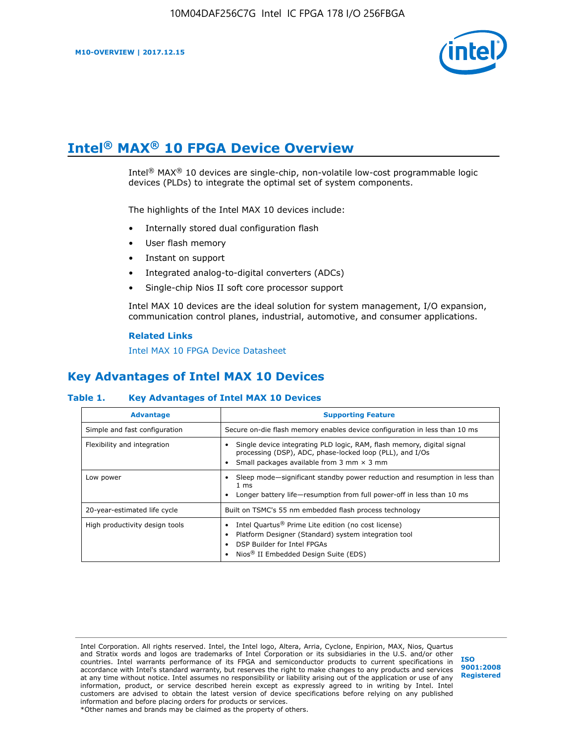# Intel® MAX® 10 FPGA Device Overview

Intel® MAX® 10 devices are single-chip, non-volatile low-cost programmable logic devices (PLDs) to integrate the optimal set of system components.

The highlights of the Intel MAX 10 devices include:

- Internally stored dual configuration flash
- User flash memory
- Instant on support
- Integrated analog-to-digital converters (ADCs)
- Single-chip Nios II soft core processor support

Intel MAX 10 devices are the ideal solution for system management, I/O expansion, communication control planes, industrial, automotive, and consumer applications.

**Related Links**

Intel MAX 10 FPGA Device Datasheet

## Key Advantages of Intel MAX 10 Devices

**Table 1. Key Advantages of Intel MAX 10 Devices**

| Advantage | Supporting Feature |
|---|---|
| Simple and fast configuration | Secure on-die flash memory enables device configuration in less than 10 ms |
| Flexibility and integration | • Single device integrating PLD logic, RAM, flash memory, digital signal processing (DSP), ADC, phase-locked loop (PLL), and I/Os<br>• Small packages available from 3 mm × 3 mm |
| Low power | • Sleep mode—significant standby power reduction and resumption in less than 1 ms<br>• Longer battery life—resumption from full power-off in less than 10 ms |
| 20-year-estimated life cycle | Built on TSMC's 55 nm embedded flash process technology |
| High productivity design tools | • Intel Quartus® Prime Lite edition (no cost license)<br>• Platform Designer (Standard) system integration tool<br>• DSP Builder for Intel FPGAs<br>• Nios® II Embedded Design Suite (EDS) |

Intel Corporation. All rights reserved. Intel, the Intel logo, Altera, Arria, Cyclone, Enpirion, MAX, Nios, Quartus and Stratix words and logos are trademarks of Intel Corporation or its subsidiaries in the U.S. and/or other countries. Intel warrants performance of its FPGA and semiconductor products to current specifications in accordance with Intel's standard warranty, but reserves the right to make changes to any products and services at any time without notice. Intel assumes no responsibility or liability arising out of the application or use of any information, product, or service described herein except as expressly agreed to in writing by Intel. Intel customers are advised to obtain the latest version of device specifications before relying on any published information and before placing orders for products or services.
*Other names and brands may be claimed as the property of others.

ISO 9001:2008 Registered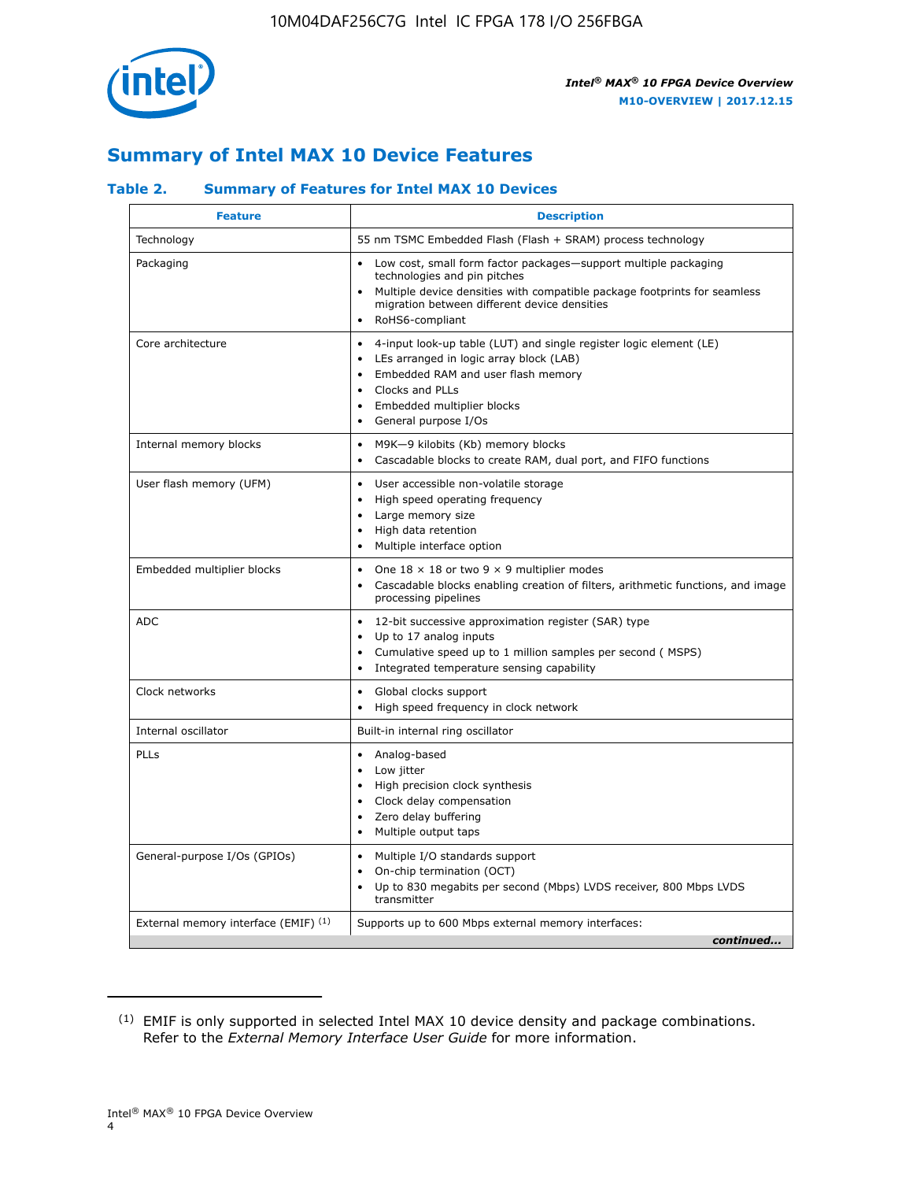## Summary of Intel MAX 10 Device Features

### Table 2. Summary of Features for Intel MAX 10 Devices

| Feature | Description |
|---|---|
| Technology | 55 nm TSMC Embedded Flash (Flash + SRAM) process technology |
| Packaging | • Low cost, small form factor packages—support multiple packaging technologies and pin pitches<br>• Multiple device densities with compatible package footprints for seamless migration between different device densities<br>• RoHS6-compliant |
| Core architecture | • 4-input look-up table (LUT) and single register logic element (LE)<br>• LEs arranged in logic array block (LAB)<br>• Embedded RAM and user flash memory<br>• Clocks and PLLs<br>• Embedded multiplier blocks<br>• General purpose I/Os |
| Internal memory blocks | • M9K—9 kilobits (Kb) memory blocks<br>• Cascadable blocks to create RAM, dual port, and FIFO functions |
| User flash memory (UFM) | • User accessible non-volatile storage<br>• High speed operating frequency<br>• Large memory size<br>• High data retention<br>• Multiple interface option |
| Embedded multiplier blocks | • One 18 × 18 or two 9 × 9 multiplier modes<br>• Cascadable blocks enabling creation of filters, arithmetic functions, and image processing pipelines |
| ADC | • 12-bit successive approximation register (SAR) type<br>• Up to 17 analog inputs<br>• Cumulative speed up to 1 million samples per second ( MSPS)<br>• Integrated temperature sensing capability |
| Clock networks | • Global clocks support<br>• High speed frequency in clock network |
| Internal oscillator | Built-in internal ring oscillator |
| PLLs | • Analog-based<br>• Low jitter<br>• High precision clock synthesis<br>• Clock delay compensation<br>• Zero delay buffering<br>• Multiple output taps |
| General-purpose I/Os (GPIOs) | • Multiple I/O standards support<br>• On-chip termination (OCT)<br>• Up to 830 megabits per second (Mbps) LVDS receiver, 800 Mbps LVDS transmitter |
| External memory interface (EMIF) [1] | Supports up to 600 Mbps external memory interfaces: |

*continued...*

(1) EMIF is only supported in selected Intel MAX 10 device density and package combinations. Refer to the *External Memory Interface User Guide* for more information.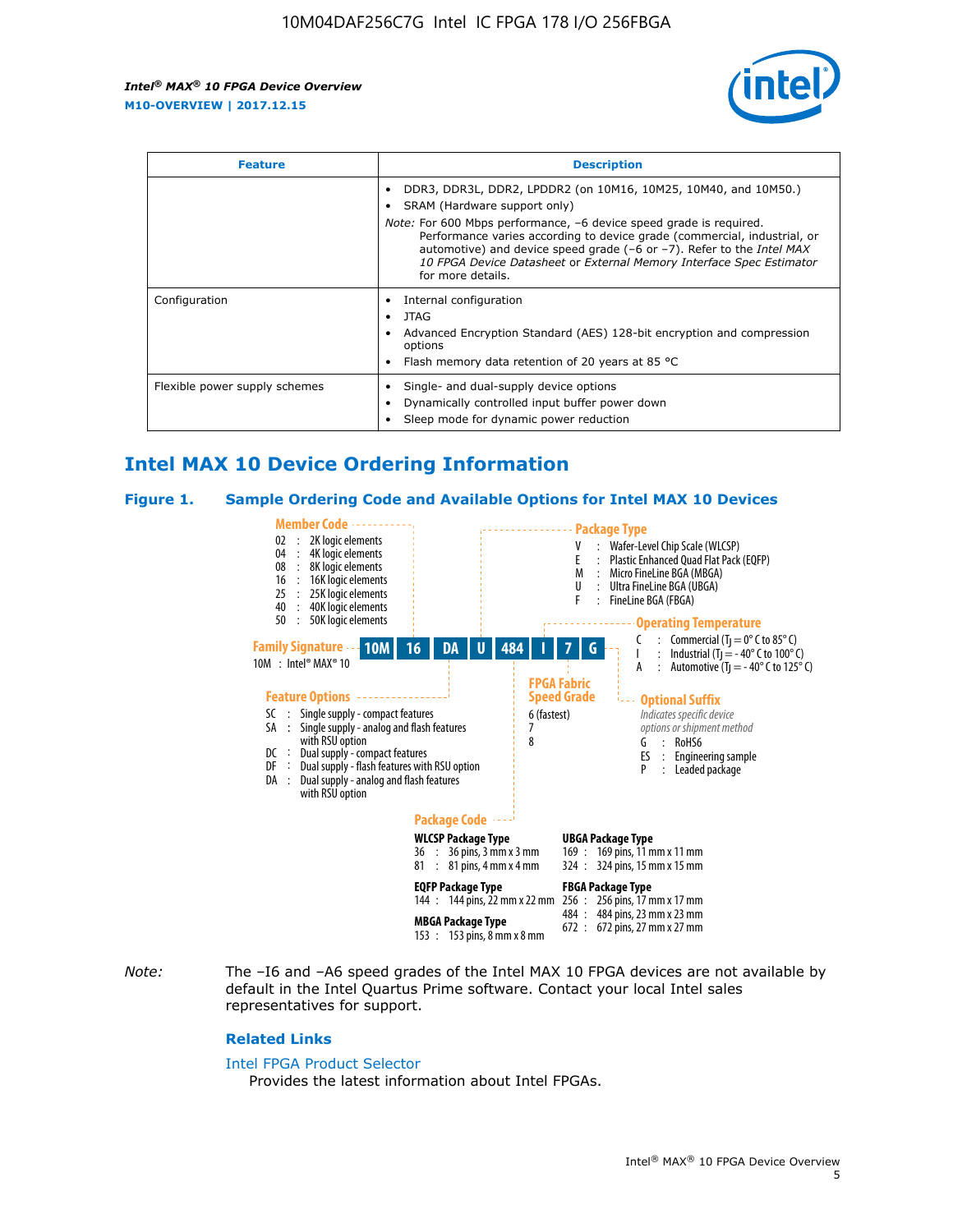| Feature | Description |
| --- | --- |
| | • DDR3, DDR3L, DDR2, LPDDR2 (on 10M16, 10M25, 10M40, and 10M50.)<br>• SRAM (Hardware support only)<br>*Note:* For 600 Mbps performance, –6 device speed grade is required. Performance varies according to device grade (commercial, industrial, or automotive) and device speed grade (–6 or –7). Refer to the *Intel MAX 10 FPGA Device Datasheet* or *External Memory Interface Spec Estimator* for more details. |
| Configuration | • Internal configuration<br>• JTAG<br>• Advanced Encryption Standard (AES) 128-bit encryption and compression options<br>• Flash memory data retention of 20 years at 85 °C |
| Flexible power supply schemes | • Single- and dual-supply device options<br>• Dynamically controlled input buffer power down<br>• Sleep mode for dynamic power reduction |

## Intel MAX 10 Device Ordering Information

**Figure 1. Sample Ordering Code and Available Options for Intel MAX 10 Devices**

Member Code
02 : 2K logic elements
04 : 4K logic elements
08 : 8K logic elements
16 : 16K logic elements
25 : 25K logic elements
40 : 40K logic elements
50 : 50K logic elements

Package Type
V : Wafer-Level Chip Scale (WLCSP)
E : Plastic Enhanced Quad Flat Pack (EQFP)
M : Micro FineLine BGA (MBGA)
U : Ultra FineLine BGA (UBGA)
F : FineLine BGA (FBGA)

Family Signature
10M : Intel® MAX® 10

10M 16 DA U 484 I 7 G

Operating Temperature
C : Commercial ($T_J$ = 0° C to 85° C)
I : Industrial ($T_J$ = - 40° C to 100° C)
A : Automotive ($T_J$ = - 40° C to 125° C)

Feature Options
SC : Single supply - compact features
SA : Single supply - analog and flash features with RSU option
DC : Dual supply - compact features
DF : Dual supply - flash features with RSU option
DA : Dual supply - analog and flash features with RSU option

FPGA Fabric Speed Grade
6 (fastest)
7
8

Optional Suffix
Indicates specific device options or shipment method
G : RoHS6
ES : Engineering sample
P : Leaded package

Package Code

WLCSP Package Type
36 : 36 pins, 3 mm x 3 mm
81 : 81 pins, 4 mm x 4 mm

EQFP Package Type
144 : 144 pins, 22 mm x 22 mm

MBGA Package Type
153 : 153 pins, 8 mm x 8 mm

UBGA Package Type
169 : 169 pins, 11 mm x 11 mm
324 : 324 pins, 15 mm x 15 mm

FBGA Package Type
256 : 256 pins, 17 mm x 17 mm
484 : 484 pins, 23 mm x 23 mm
672 : 672 pins, 27 mm x 27 mm

*Note:* The –I6 and –A6 speed grades of the Intel MAX 10 FPGA devices are not available by default in the Intel Quartus Prime software. Contact your local Intel sales representatives for support.

### Related Links

Intel FPGA Product Selector
Provides the latest information about Intel FPGAs.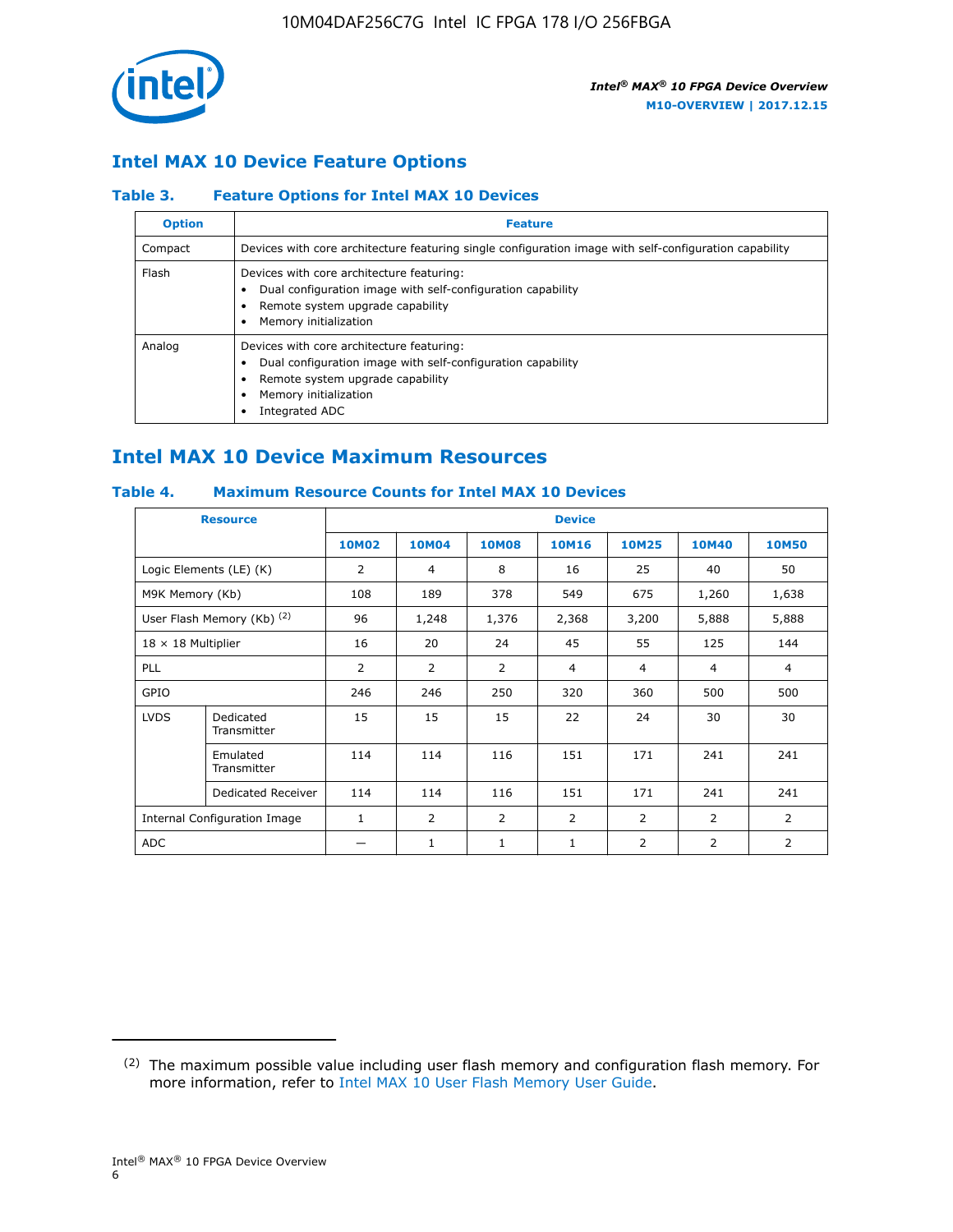## Intel MAX 10 Device Feature Options

### Table 3. Feature Options for Intel MAX 10 Devices

| Option | Feature |
|---|---|
| Compact | Devices with core architecture featuring single configuration image with self-configuration capability |
| Flash | Devices with core architecture featuring: • Dual configuration image with self-configuration capability • Remote system upgrade capability • Memory initialization |
| Analog | Devices with core architecture featuring: • Dual configuration image with self-configuration capability • Remote system upgrade capability • Memory initialization • Integrated ADC |

## Intel MAX 10 Device Maximum Resources

### Table 4. Maximum Resource Counts for Intel MAX 10 Devices

| Resource | | Device | | | | | | |
|---|---|---|---|---|---|---|---|---|
| | | 10M02 | 10M04 | 10M08 | 10M16 | 10M25 | 10M40 | 10M50 |
| Logic Elements (LE) (K) | | 2 | 4 | 8 | 16 | 25 | 40 | 50 |
| M9K Memory (Kb) | | 108 | 189 | 378 | 549 | 675 | 1,260 | 1,638 |
| User Flash Memory (Kb) (2) | | 96 | 1,248 | 1,376 | 2,368 | 3,200 | 5,888 | 5,888 |
| 18 × 18 Multiplier | | 16 | 20 | 24 | 45 | 55 | 125 | 144 |
| PLL | | 2 | 2 | 2 | 4 | 4 | 4 | 4 |
| GPIO | | 246 | 246 | 250 | 320 | 360 | 500 | 500 |
| LVDS | Dedicated Transmitter | 15 | 15 | 15 | 22 | 24 | 30 | 30 |
| | Emulated Transmitter | 114 | 114 | 116 | 151 | 171 | 241 | 241 |
| | Dedicated Receiver | 114 | 114 | 116 | 151 | 171 | 241 | 241 |
| Internal Configuration Image | | 1 | 2 | 2 | 2 | 2 | 2 | 2 |
| ADC | | — | 1 | 1 | 1 | 2 | 2 | 2 |

(2) The maximum possible value including user flash memory and configuration flash memory. For more information, refer to Intel MAX 10 User Flash Memory User Guide.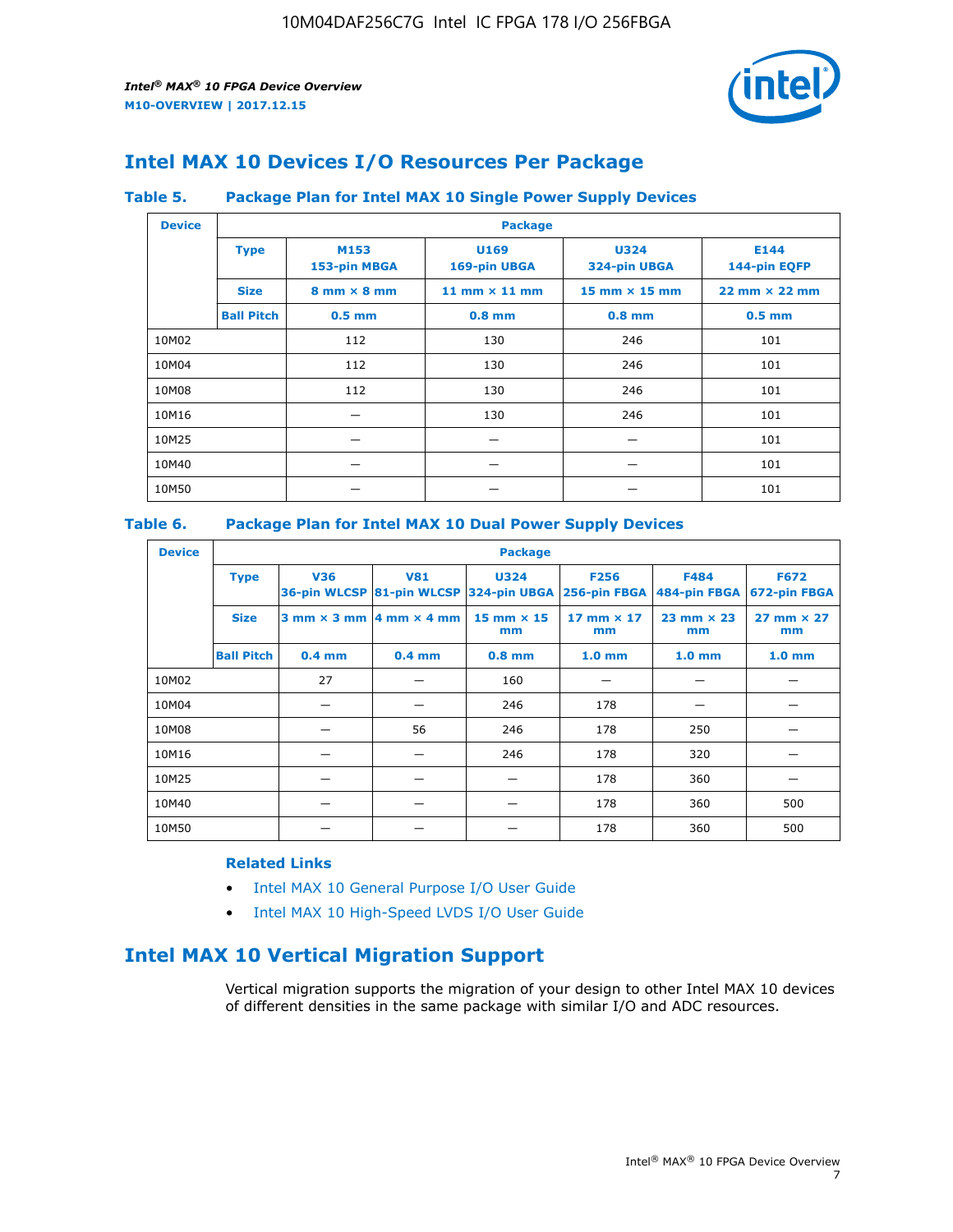## Intel MAX 10 Devices I/O Resources Per Package

### Table 5. Package Plan for Intel MAX 10 Single Power Supply Devices

| Device | Package | | | | |
|---|---|---|---|---|---|
| | **Type** | **M153** 153-pin MBGA | **U169** 169-pin UBGA | **U324** 324-pin UBGA | **E144** 144-pin EQFP |
| | **Size** | 8 mm × 8 mm | 11 mm × 11 mm | 15 mm × 15 mm | 22 mm × 22 mm |
| | **Ball Pitch** | 0.5 mm | 0.8 mm | 0.8 mm | 0.5 mm |
| 10M02 | | 112 | 130 | 246 | 101 |
| 10M04 | | 112 | 130 | 246 | 101 |
| 10M08 | | 112 | 130 | 246 | 101 |
| 10M16 | | — | 130 | 246 | 101 |
| 10M25 | | — | — | — | 101 |
| 10M40 | | — | — | — | 101 |
| 10M50 | | — | — | — | 101 |

### Table 6. Package Plan for Intel MAX 10 Dual Power Supply Devices

| Device | Package | | | | | | |
|---|---|---|---|---|---|---|---|
| | **Type** | **V36** 36-pin WLCSP | **V81** 81-pin WLCSP | **U324** 324-pin UBGA | **F256** 256-pin FBGA | **F484** 484-pin FBGA | **F672** 672-pin FBGA |
| | **Size** | 3 mm × 3 mm | 4 mm × 4 mm | 15 mm × 15 mm | 17 mm × 17 mm | 23 mm × 23 mm | 27 mm × 27 mm |
| | **Ball Pitch** | 0.4 mm | 0.4 mm | 0.8 mm | 1.0 mm | 1.0 mm | 1.0 mm |
| 10M02 | | 27 | — | 160 | — | — | — |
| 10M04 | | — | — | 246 | 178 | — | — |
| 10M08 | | — | 56 | 246 | 178 | 250 | — |
| 10M16 | | — | — | 246 | 178 | 320 | — |
| 10M25 | | — | — | — | 178 | 360 | — |
| 10M40 | | — | — | — | 178 | 360 | 500 |
| 10M50 | | — | — | — | 178 | 360 | 500 |

#### Related Links

- Intel MAX 10 General Purpose I/O User Guide
- Intel MAX 10 High-Speed LVDS I/O User Guide

## Intel MAX 10 Vertical Migration Support

Vertical migration supports the migration of your design to other Intel MAX 10 devices of different densities in the same package with similar I/O and ADC resources.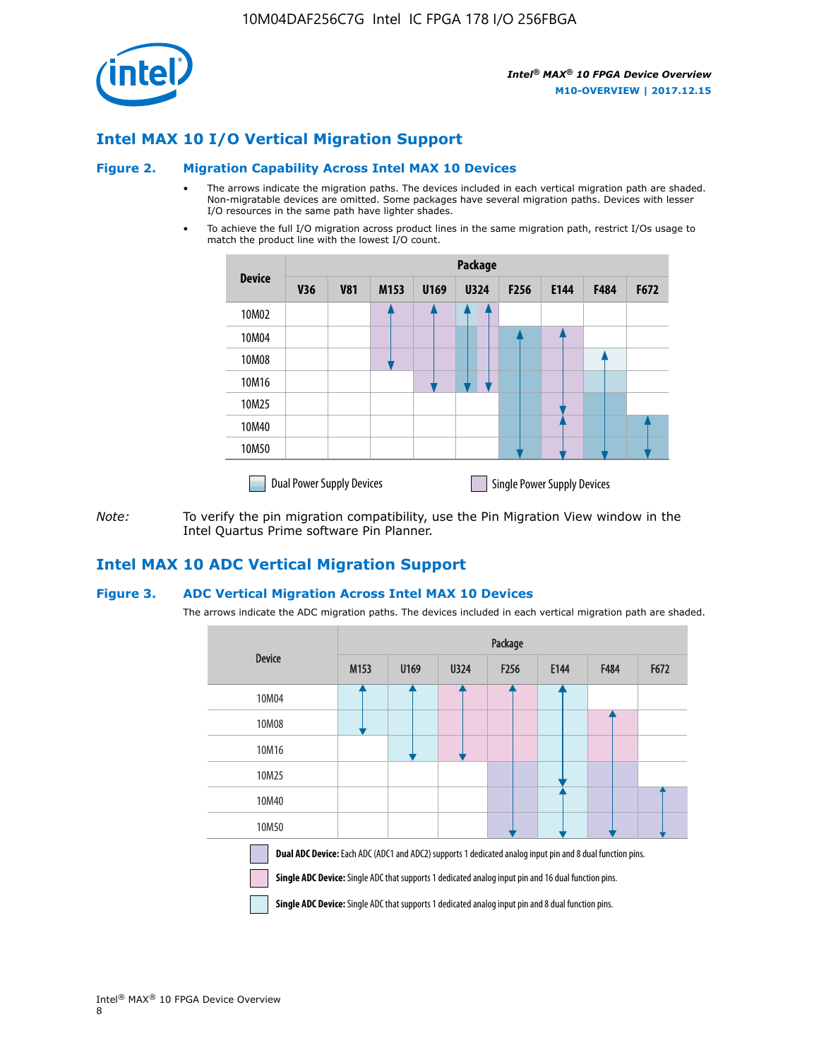## Intel MAX 10 I/O Vertical Migration Support

### Figure 2. Migration Capability Across Intel MAX 10 Devices

- The arrows indicate the migration paths. The devices included in each vertical migration path are shaded. Non-migratable devices are omitted. Some packages have several migration paths. Devices with lesser I/O resources in the same path have lighter shades.
- To achieve the full I/O migration across product lines in the same migration path, restrict I/Os usage to match the product line with the lowest I/O count.

Package

Device

V36 V81 M153 U169 U324 F256 E144 F484 F672

10M02

10M04

10M08

10M16

10M25

10M40

10M50

Dual Power Supply Devices

Single Power Supply Devices

*Note:* To verify the pin migration compatibility, use the Pin Migration View window in the Intel Quartus Prime software Pin Planner.

## Intel MAX 10 ADC Vertical Migration Support

### Figure 3. ADC Vertical Migration Across Intel MAX 10 Devices

The arrows indicate the ADC migration paths. The devices included in each vertical migration path are shaded.

Package

Device

M153 U169 U324 F256 E144 F484 F672

10M04

10M08

10M16

10M25

10M40

10M50

**Dual ADC Device:** Each ADC (ADC1 and ADC2) supports 1 dedicated analog input pin and 8 dual function pins.

**Single ADC Device:** Single ADC that supports 1 dedicated analog input pin and 16 dual function pins.

**Single ADC Device:** Single ADC that supports 1 dedicated analog input pin and 8 dual function pins.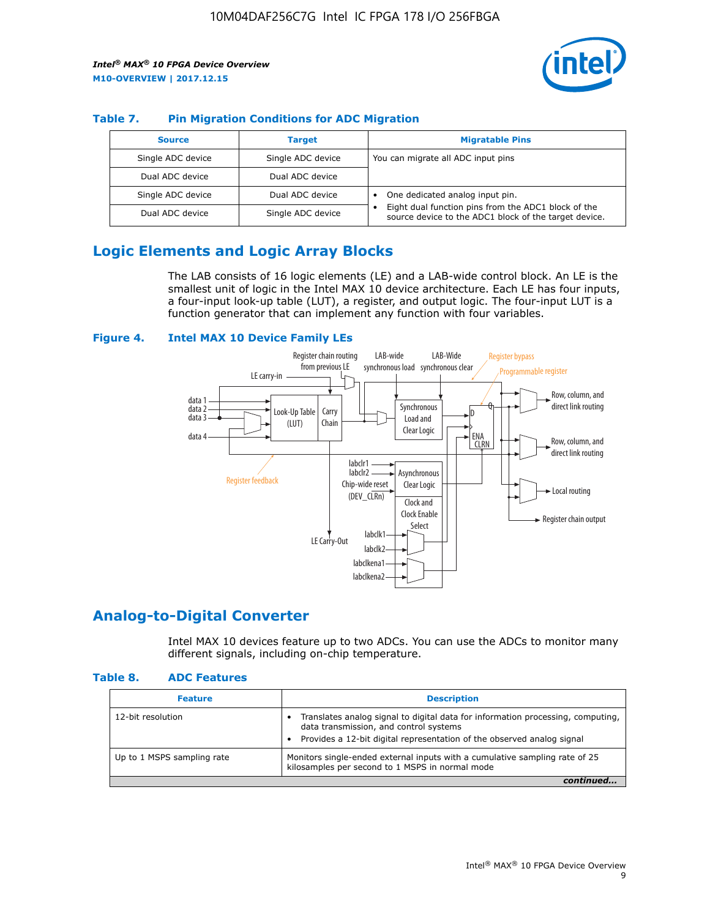### Table 7. Pin Migration Conditions for ADC Migration

| Source | Target | Migratable Pins |
| --- | --- | --- |
| Single ADC device | Single ADC device | You can migrate all ADC input pins |
| Dual ADC device | Dual ADC device | |
| Single ADC device | Dual ADC device | • One dedicated analog input pin.<br>• Eight dual function pins from the ADC1 block of the source device to the ADC1 block of the target device. |
| Dual ADC device | Single ADC device | |

## Logic Elements and Logic Array Blocks

The LAB consists of 16 logic elements (LE) and a LAB-wide control block. An LE is the smallest unit of logic in the Intel MAX 10 device architecture. Each LE has four inputs, a four-input look-up table (LUT), a register, and output logic. The four-input LUT is a function generator that can implement any function with four variables.

### Figure 4. Intel MAX 10 Device Family LEs

Register chain routing from previous LE
LAB-wide synchronous load
LAB-Wide synchronous clear
Register bypass
Programmable register
LE carry-in
data 1
data 2
data 3
data 4
Look-Up Table (LUT)
Carry Chain
Synchronous Load and Clear Logic
D
Q
ENA
CLRN
Row, column, and direct link routing
Row, column, and direct link routing
Local routing
Register chain output
Register feedback
labclr1
labclr2
Chip-wide reset (DEV_CLRn)
Asynchronous Clear Logic
Clock and Clock Enable Select
LE Carry-Out
labclk1
labclk2
labclkena1
labclkena2

## Analog-to-Digital Converter

Intel MAX 10 devices feature up to two ADCs. You can use the ADCs to monitor many different signals, including on-chip temperature.

### Table 8. ADC Features

| Feature | Description |
| --- | --- |
| 12-bit resolution | • Translates analog signal to digital data for information processing, computing, data transmission, and control systems<br>• Provides a 12-bit digital representation of the observed analog signal |
| Up to 1 MSPS sampling rate | Monitors single-ended external inputs with a cumulative sampling rate of 25 kilosamples per second to 1 MSPS in normal mode |

*continued...*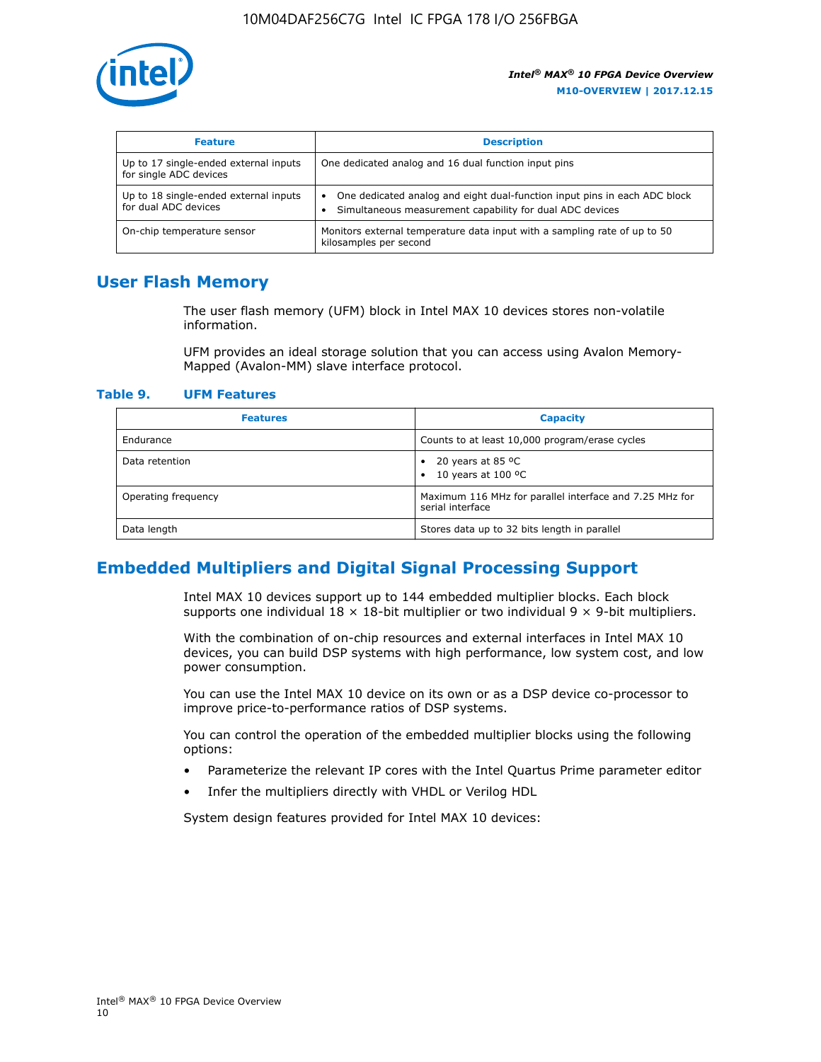| Feature | Description |
| --- | --- |
| Up to 17 single-ended external inputs for single ADC devices | One dedicated analog and 16 dual function input pins |
| Up to 18 single-ended external inputs for dual ADC devices | • One dedicated analog and eight dual-function input pins in each ADC block<br>• Simultaneous measurement capability for dual ADC devices |
| On-chip temperature sensor | Monitors external temperature data input with a sampling rate of up to 50 kilosamples per second |

## User Flash Memory

The user flash memory (UFM) block in Intel MAX 10 devices stores non-volatile information.

UFM provides an ideal storage solution that you can access using Avalon Memory-Mapped (Avalon-MM) slave interface protocol.

**Table 9. UFM Features**

| Features | Capacity |
| --- | --- |
| Endurance | Counts to at least 10,000 program/erase cycles |
| Data retention | • 20 years at 85 ºC<br>• 10 years at 100 ºC |
| Operating frequency | Maximum 116 MHz for parallel interface and 7.25 MHz for serial interface |
| Data length | Stores data up to 32 bits length in parallel |

## Embedded Multipliers and Digital Signal Processing Support

Intel MAX 10 devices support up to 144 embedded multiplier blocks. Each block supports one individual 18 × 18-bit multiplier or two individual 9 × 9-bit multipliers.

With the combination of on-chip resources and external interfaces in Intel MAX 10 devices, you can build DSP systems with high performance, low system cost, and low power consumption.

You can use the Intel MAX 10 device on its own or as a DSP device co-processor to improve price-to-performance ratios of DSP systems.

You can control the operation of the embedded multiplier blocks using the following options:

- Parameterize the relevant IP cores with the Intel Quartus Prime parameter editor
- Infer the multipliers directly with VHDL or Verilog HDL

System design features provided for Intel MAX 10 devices: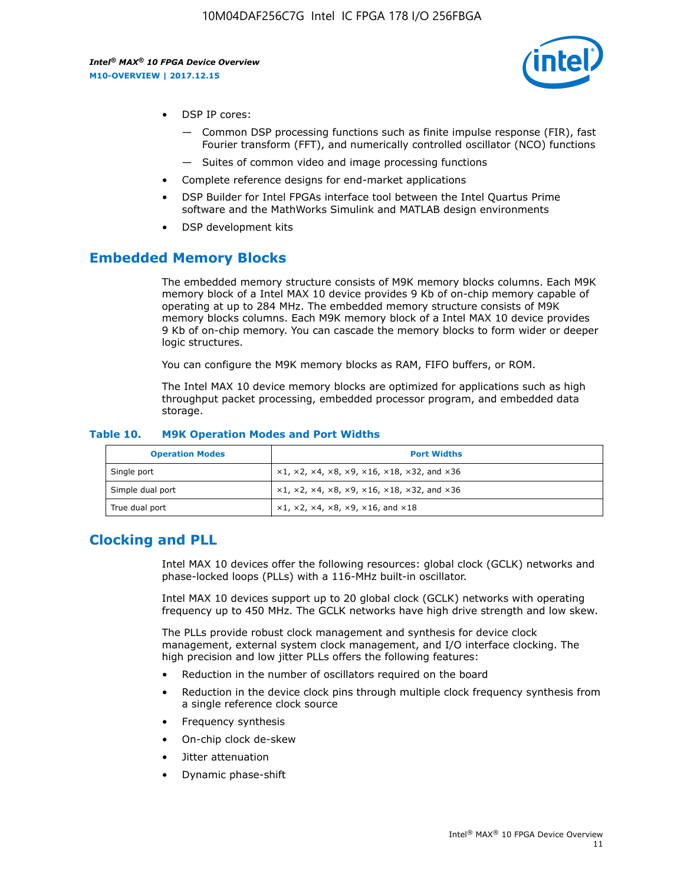- DSP IP cores:
  - — Common DSP processing functions such as finite impulse response (FIR), fast Fourier transform (FFT), and numerically controlled oscillator (NCO) functions
  - — Suites of common video and image processing functions
- Complete reference designs for end-market applications
- DSP Builder for Intel FPGAs interface tool between the Intel Quartus Prime software and the MathWorks Simulink and MATLAB design environments
- DSP development kits

## Embedded Memory Blocks

The embedded memory structure consists of M9K memory blocks columns. Each M9K memory block of a Intel MAX 10 device provides 9 Kb of on-chip memory capable of operating at up to 284 MHz. The embedded memory structure consists of M9K memory blocks columns. Each M9K memory block of a Intel MAX 10 device provides 9 Kb of on-chip memory. You can cascade the memory blocks to form wider or deeper logic structures.

You can configure the M9K memory blocks as RAM, FIFO buffers, or ROM.

The Intel MAX 10 device memory blocks are optimized for applications such as high throughput packet processing, embedded processor program, and embedded data storage.

**Table 10. M9K Operation Modes and Port Widths**

| Operation Modes | Port Widths |
|---|---|
| Single port | ×1, ×2, ×4, ×8, ×9, ×16, ×18, ×32, and ×36 |
| Simple dual port | ×1, ×2, ×4, ×8, ×9, ×16, ×18, ×32, and ×36 |
| True dual port | ×1, ×2, ×4, ×8, ×9, ×16, and ×18 |

## Clocking and PLL

Intel MAX 10 devices offer the following resources: global clock (GCLK) networks and phase-locked loops (PLLs) with a 116-MHz built-in oscillator.

Intel MAX 10 devices support up to 20 global clock (GCLK) networks with operating frequency up to 450 MHz. The GCLK networks have high drive strength and low skew.

The PLLs provide robust clock management and synthesis for device clock management, external system clock management, and I/O interface clocking. The high precision and low jitter PLLs offers the following features:

- Reduction in the number of oscillators required on the board
- Reduction in the device clock pins through multiple clock frequency synthesis from a single reference clock source
- Frequency synthesis
- On-chip clock de-skew
- Jitter attenuation
- Dynamic phase-shift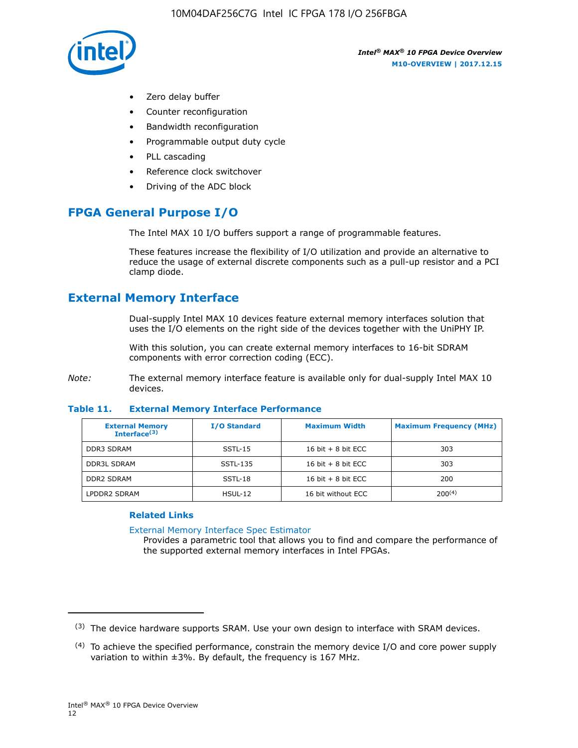- Zero delay buffer
- Counter reconfiguration
- Bandwidth reconfiguration
- Programmable output duty cycle
- PLL cascading
- Reference clock switchover
- Driving of the ADC block

## FPGA General Purpose I/O

The Intel MAX 10 I/O buffers support a range of programmable features.

These features increase the flexibility of I/O utilization and provide an alternative to reduce the usage of external discrete components such as a pull-up resistor and a PCI clamp diode.

## External Memory Interface

Dual-supply Intel MAX 10 devices feature external memory interfaces solution that uses the I/O elements on the right side of the devices together with the UniPHY IP.

With this solution, you can create external memory interfaces to 16-bit SDRAM components with error correction coding (ECC).

*Note:* The external memory interface feature is available only for dual-supply Intel MAX 10 devices.

**Table 11. External Memory Interface Performance**

| External Memory Interface[(3)] | I/O Standard | Maximum Width | Maximum Frequency (MHz) |
|---|---|---|---|
| DDR3 SDRAM | SSTL-15 | 16 bit + 8 bit ECC | 303 |
| DDR3L SDRAM | SSTL-135 | 16 bit + 8 bit ECC | 303 |
| DDR2 SDRAM | SSTL-18 | 16 bit + 8 bit ECC | 200 |
| LPDDR2 SDRAM | HSUL-12 | 16 bit without ECC | 200[(4)] |

### Related Links

External Memory Interface Spec Estimator
Provides a parametric tool that allows you to find and compare the performance of the supported external memory interfaces in Intel FPGAs.

(3) The device hardware supports SRAM. Use your own design to interface with SRAM devices.

(4) To achieve the specified performance, constrain the memory device I/O and core power supply variation to within ±3%. By default, the frequency is 167 MHz.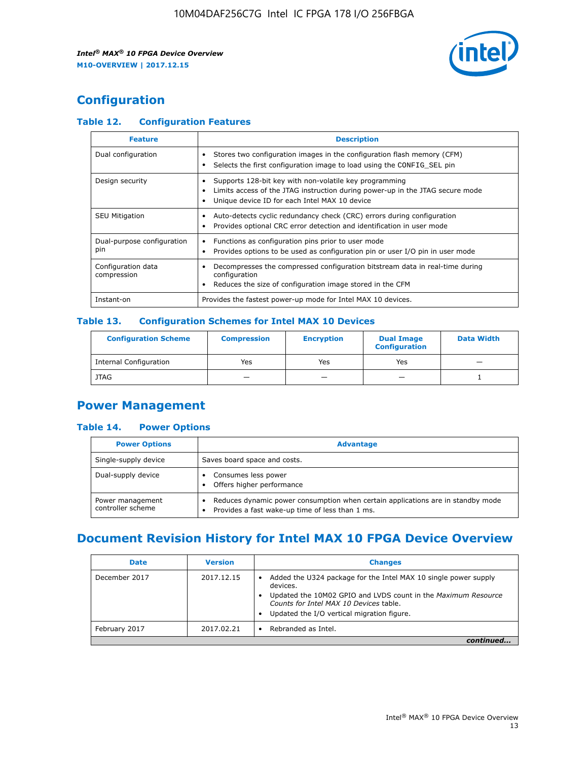## Configuration

### Table 12. Configuration Features

| Feature | Description |
| --- | --- |
| Dual configuration | • Stores two configuration images in the configuration flash memory (CFM)<br>• Selects the first configuration image to load using the CONFIG_SEL pin |
| Design security | • Supports 128-bit key with non-volatile key programming<br>• Limits access of the JTAG instruction during power-up in the JTAG secure mode<br>• Unique device ID for each Intel MAX 10 device |
| SEU Mitigation | • Auto-detects cyclic redundancy check (CRC) errors during configuration<br>• Provides optional CRC error detection and identification in user mode |
| Dual-purpose configuration pin | • Functions as configuration pins prior to user mode<br>• Provides options to be used as configuration pin or user I/O pin in user mode |
| Configuration data compression | • Decompresses the compressed configuration bitstream data in real-time during configuration<br>• Reduces the size of configuration image stored in the CFM |
| Instant-on | Provides the fastest power-up mode for Intel MAX 10 devices. |

### Table 13. Configuration Schemes for Intel MAX 10 Devices

| Configuration Scheme | Compression | Encryption | Dual Image Configuration | Data Width |
| --- | --- | --- | --- | --- |
| Internal Configuration | Yes | Yes | Yes | — |
| JTAG | — | — | — | 1 |

## Power Management

### Table 14. Power Options

| Power Options | Advantage |
| --- | --- |
| Single-supply device | Saves board space and costs. |
| Dual-supply device | • Consumes less power<br>• Offers higher performance |
| Power management controller scheme | • Reduces dynamic power consumption when certain applications are in standby mode<br>• Provides a fast wake-up time of less than 1 ms. |

## Document Revision History for Intel MAX 10 FPGA Device Overview

| Date | Version | Changes |
| --- | --- | --- |
| December 2017 | 2017.12.15 | • Added the U324 package for the Intel MAX 10 single power supply devices.<br>• Updated the 10M02 GPIO and LVDS count in the *Maximum Resource Counts for Intel MAX 10 Devices* table.<br>• Updated the I/O vertical migration figure. |
| February 2017 | 2017.02.21 | • Rebranded as Intel. |

*continued...*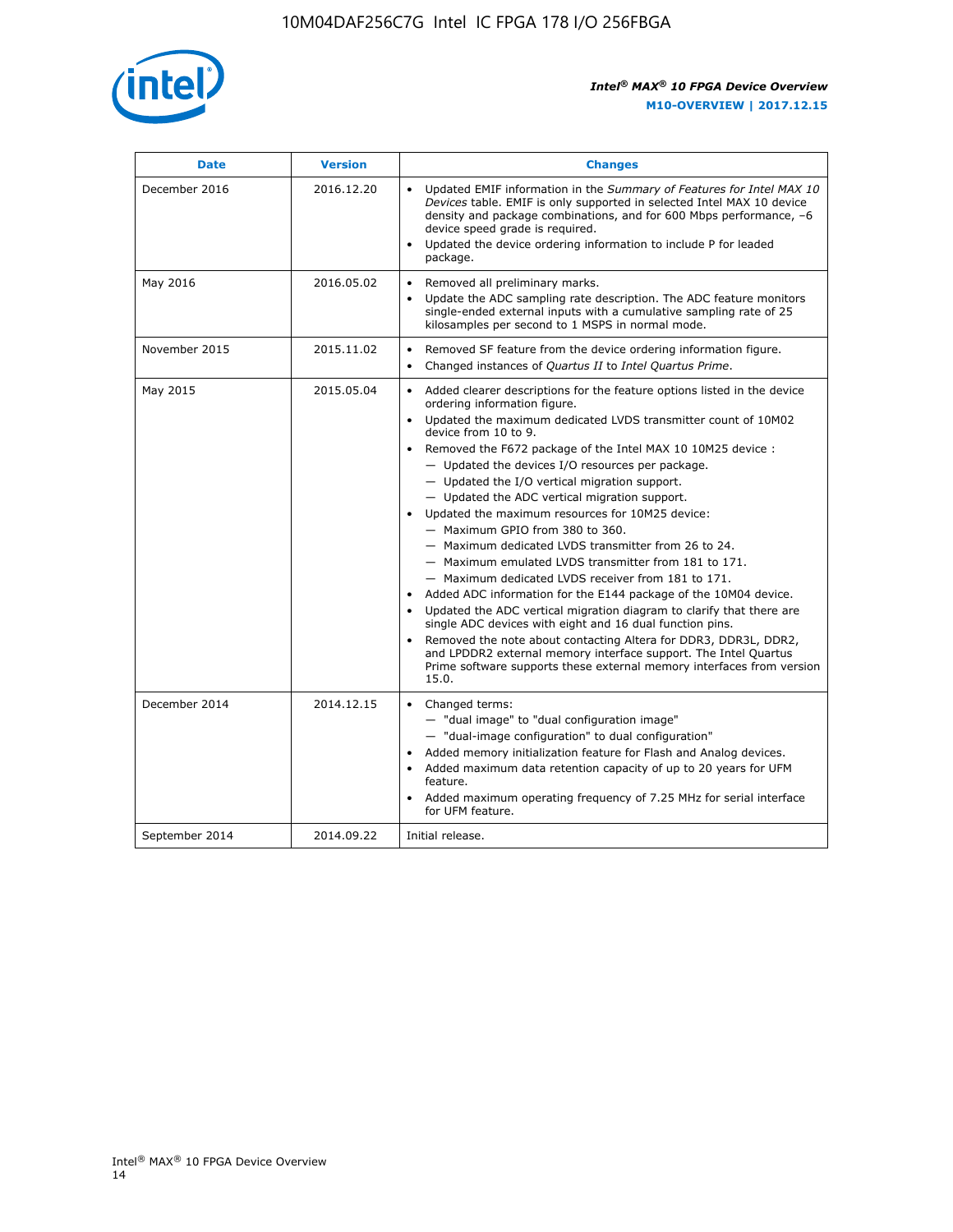| Date | Version | Changes |
| --- | --- | --- |
| December 2016 | 2016.12.20 | • Updated EMIF information in the *Summary of Features for Intel MAX 10 Devices* table. EMIF is only supported in selected Intel MAX 10 device density and package combinations, and for 600 Mbps performance, –6 device speed grade is required.<br>• Updated the device ordering information to include P for leaded package. |
| May 2016 | 2016.05.02 | • Removed all preliminary marks.<br>• Update the ADC sampling rate description. The ADC feature monitors single-ended external inputs with a cumulative sampling rate of 25 kilosamples per second to 1 MSPS in normal mode. |
| November 2015 | 2015.11.02 | • Removed SF feature from the device ordering information figure.<br>• Changed instances of *Quartus II* to *Intel Quartus Prime*. |
| May 2015 | 2015.05.04 | • Added clearer descriptions for the feature options listed in the device ordering information figure.<br>• Updated the maximum dedicated LVDS transmitter count of 10M02 device from 10 to 9.<br>• Removed the F672 package of the Intel MAX 10 10M25 device :<br>— Updated the devices I/O resources per package.<br>— Updated the I/O vertical migration support.<br>— Updated the ADC vertical migration support.<br>• Updated the maximum resources for 10M25 device:<br>— Maximum GPIO from 380 to 360.<br>— Maximum dedicated LVDS transmitter from 26 to 24.<br>— Maximum emulated LVDS transmitter from 181 to 171.<br>— Maximum dedicated LVDS receiver from 181 to 171.<br>• Added ADC information for the E144 package of the 10M04 device.<br>• Updated the ADC vertical migration diagram to clarify that there are single ADC devices with eight and 16 dual function pins.<br>• Removed the note about contacting Altera for DDR3, DDR3L, DDR2, and LPDDR2 external memory interface support. The Intel Quartus Prime software supports these external memory interfaces from version 15.0. |
| December 2014 | 2014.12.15 | • Changed terms:<br>— "dual image" to "dual configuration image"<br>— "dual-image configuration" to dual configuration"<br>• Added memory initialization feature for Flash and Analog devices.<br>• Added maximum data retention capacity of up to 20 years for UFM feature.<br>• Added maximum operating frequency of 7.25 MHz for serial interface for UFM feature. |
| September 2014 | 2014.09.22 | Initial release. |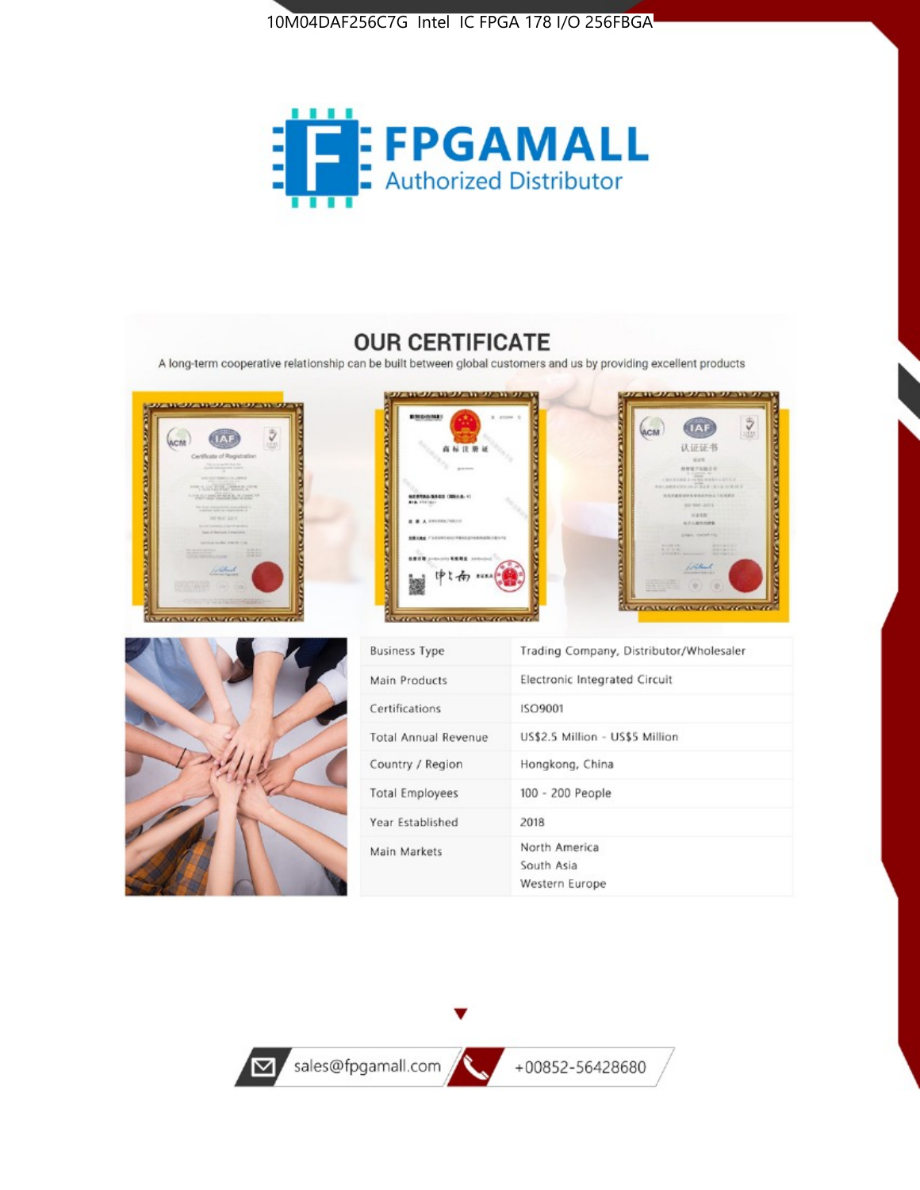FPGAMALL
Authorized Distributor

## OUR CERTIFICATE

A long-term cooperative relationship can be built between global customers and us by providing excellent products

| | |
|---|---|
| Business Type | Trading Company, Distributor/Wholesaler |
| Main Products | Electronic Integrated Circuit |
| Certifications | ISO9001 |
| Total Annual Revenue | US$2.5 Million - US$5 Million |
| Country / Region | Hongkong, China |
| Total Employees | 100 - 200 People |
| Year Established | 2018 |
| Main Markets | North America<br>South Asia<br>Western Europe |

sales@fpgamall.com

+00852-56428680